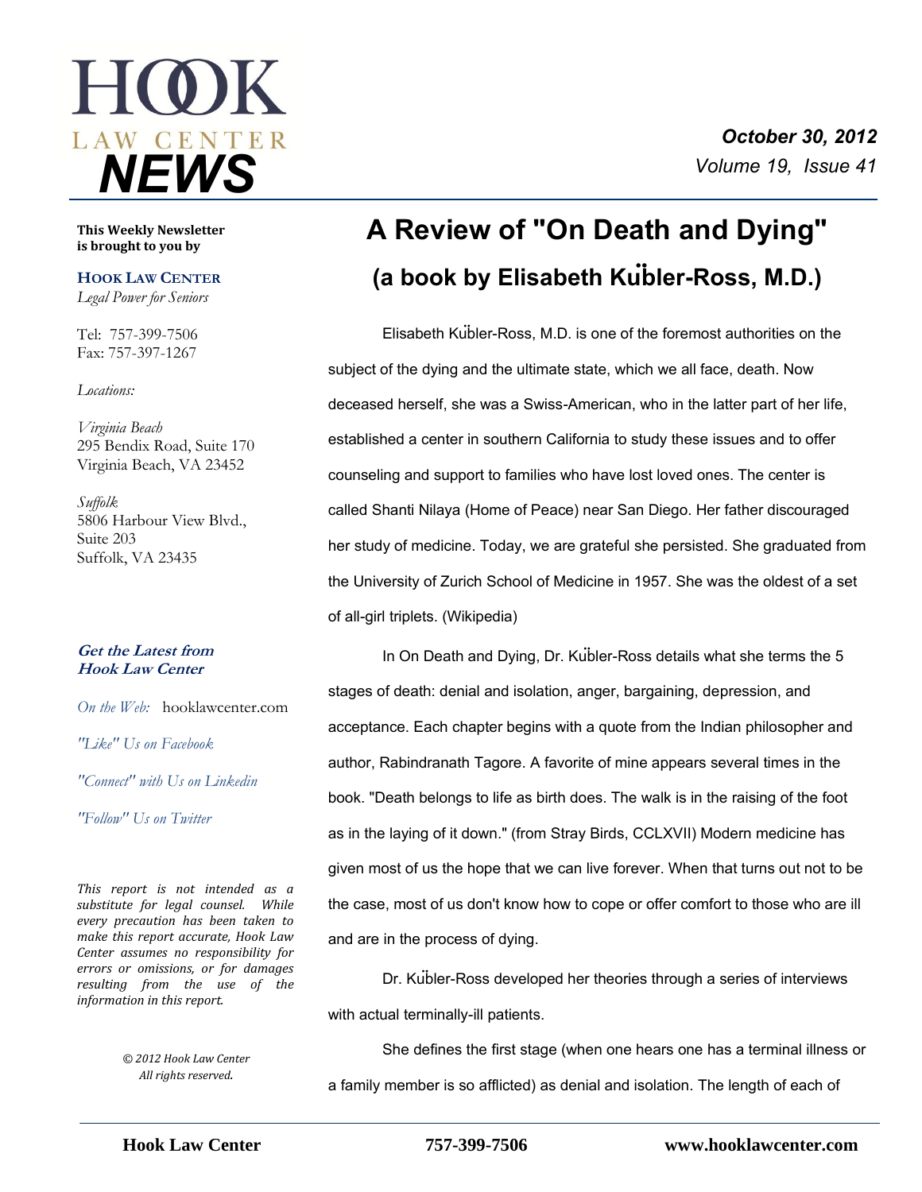# HOOK LAW CENTER NEWS

***October 30, 2012***
*Volume 19, Issue 41*

**This Weekly Newsletter is brought to you by**

**HOOK LAW CENTER**
*Legal Power for Seniors*

Tel: 757-399-7506
Fax: 757-397-1267

*Locations:*

*Virginia Beach*
295 Bendix Road, Suite 170
Virginia Beach, VA 23452

*Suffolk*
5806 Harbour View Blvd., Suite 203
Suffolk, VA 23435

***Get the Latest from Hook Law Center***

*On the Web:* hooklawcenter.com

*"Like" Us on Facebook*

*"Connect" with Us on Linkedin*

*"Follow" Us on Twitter*

*This report is not intended as a substitute for legal counsel. While every precaution has been taken to make this report accurate, Hook Law Center assumes no responsibility for errors or omissions, or for damages resulting from the use of the information in this report.*

*© 2012 Hook Law Center All rights reserved.*

# A Review of "On Death and Dying"

## (a book by Elisabeth Kübler-Ross, M.D.)

Elisabeth Kübler-Ross, M.D. is one of the foremost authorities on the subject of the dying and the ultimate state, which we all face, death. Now deceased herself, she was a Swiss-American, who in the latter part of her life, established a center in southern California to study these issues and to offer counseling and support to families who have lost loved ones. The center is called Shanti Nilaya (Home of Peace) near San Diego. Her father discouraged her study of medicine. Today, we are grateful she persisted. She graduated from the University of Zurich School of Medicine in 1957. She was the oldest of a set of all-girl triplets. (Wikipedia)

In On Death and Dying, Dr. Kübler-Ross details what she terms the 5 stages of death: denial and isolation, anger, bargaining, depression, and acceptance. Each chapter begins with a quote from the Indian philosopher and author, Rabindranath Tagore. A favorite of mine appears several times in the book. "Death belongs to life as birth does. The walk is in the raising of the foot as in the laying of it down." (from Stray Birds, CCLXVII) Modern medicine has given most of us the hope that we can live forever. When that turns out not to be the case, most of us don't know how to cope or offer comfort to those who are ill and are in the process of dying.

Dr. Kübler-Ross developed her theories through a series of interviews with actual terminally-ill patients.

She defines the first stage (when one hears one has a terminal illness or a family member is so afflicted) as denial and isolation. The length of each of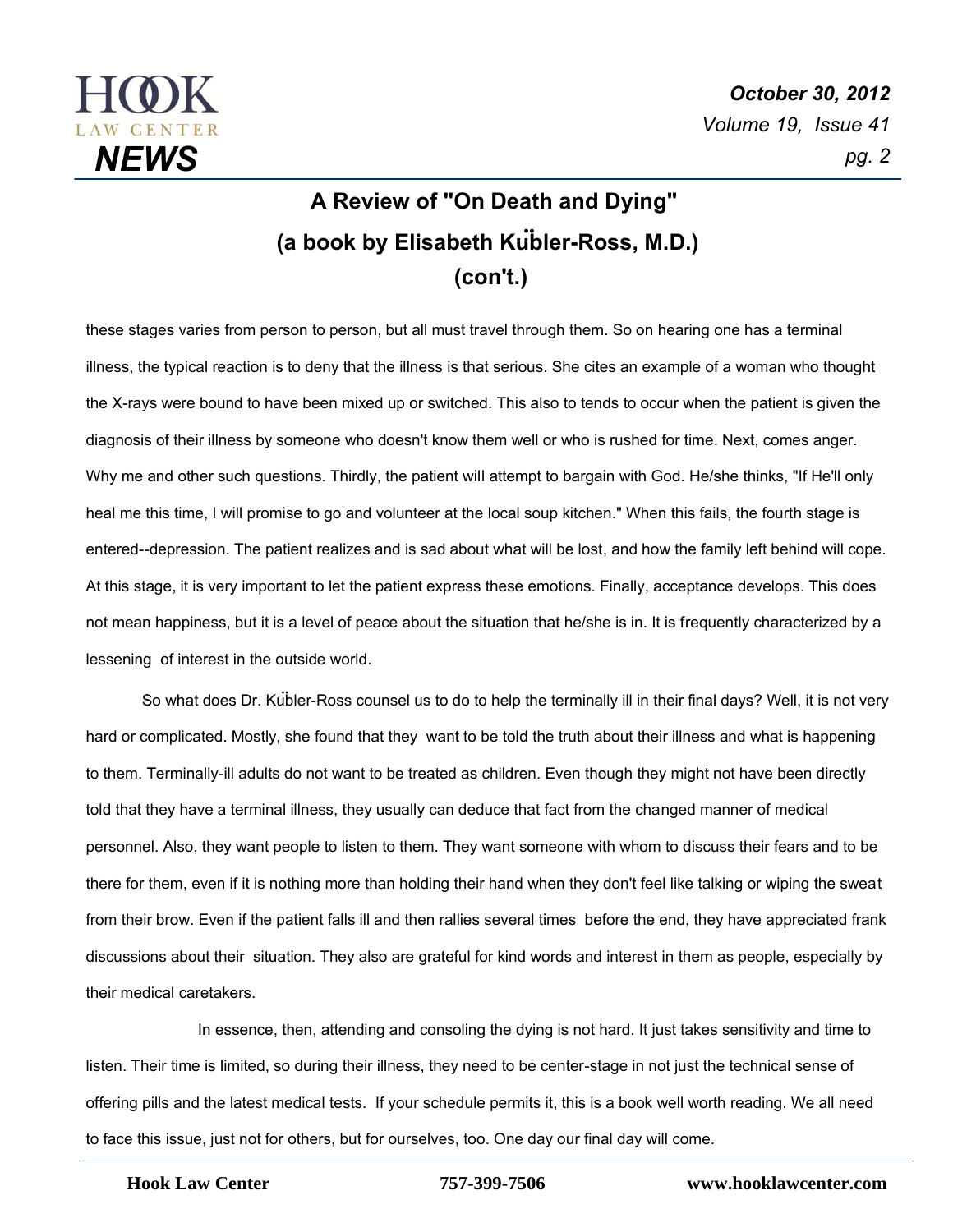## A Review of "On Death and Dying"
## (a book by Elisabeth Kübler-Ross, M.D.)
## (con't.)

these stages varies from person to person, but all must travel through them. So on hearing one has a terminal illness, the typical reaction is to deny that the illness is that serious. She cites an example of a woman who thought the X-rays were bound to have been mixed up or switched. This also to tends to occur when the patient is given the diagnosis of their illness by someone who doesn't know them well or who is rushed for time. Next, comes anger. Why me and other such questions. Thirdly, the patient will attempt to bargain with God. He/she thinks, "If He'll only heal me this time, I will promise to go and volunteer at the local soup kitchen." When this fails, the fourth stage is entered--depression. The patient realizes and is sad about what will be lost, and how the family left behind will cope. At this stage, it is very important to let the patient express these emotions. Finally, acceptance develops. This does not mean happiness, but it is a level of peace about the situation that he/she is in. It is frequently characterized by a lessening of interest in the outside world.

So what does Dr. Kübler-Ross counsel us to do to help the terminally ill in their final days? Well, it is not very hard or complicated. Mostly, she found that they want to be told the truth about their illness and what is happening to them. Terminally-ill adults do not want to be treated as children. Even though they might not have been directly told that they have a terminal illness, they usually can deduce that fact from the changed manner of medical personnel. Also, they want people to listen to them. They want someone with whom to discuss their fears and to be there for them, even if it is nothing more than holding their hand when they don't feel like talking or wiping the sweat from their brow. Even if the patient falls ill and then rallies several times before the end, they have appreciated frank discussions about their situation. They also are grateful for kind words and interest in them as people, especially by their medical caretakers.

In essence, then, attending and consoling the dying is not hard. It just takes sensitivity and time to listen. Their time is limited, so during their illness, they need to be center-stage in not just the technical sense of offering pills and the latest medical tests. If your schedule permits it, this is a book well worth reading. We all need to face this issue, just not for others, but for ourselves, too. One day our final day will come.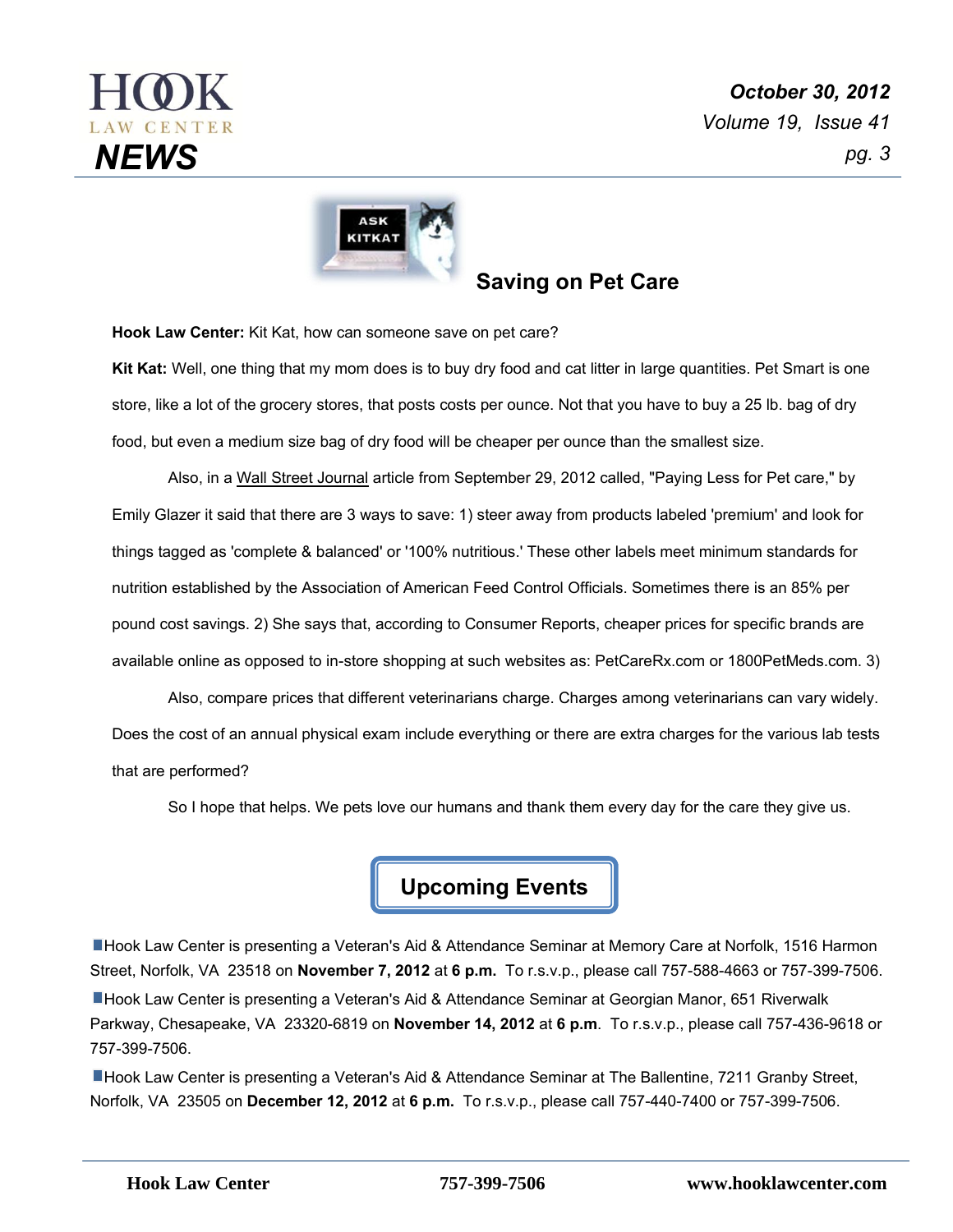## Saving on Pet Care

**Hook Law Center:** Kit Kat, how can someone save on pet care?

**Kit Kat:** Well, one thing that my mom does is to buy dry food and cat litter in large quantities. Pet Smart is one store, like a lot of the grocery stores, that posts costs per ounce. Not that you have to buy a 25 lb. bag of dry food, but even a medium size bag of dry food will be cheaper per ounce than the smallest size.

Also, in a Wall Street Journal article from September 29, 2012 called, "Paying Less for Pet care," by Emily Glazer it said that there are 3 ways to save: 1) steer away from products labeled 'premium' and look for things tagged as 'complete & balanced' or '100% nutritious.' These other labels meet minimum standards for nutrition established by the Association of American Feed Control Officials. Sometimes there is an 85% per pound cost savings. 2) She says that, according to Consumer Reports, cheaper prices for specific brands are available online as opposed to in-store shopping at such websites as: PetCareRx.com or 1800PetMeds.com. 3)

Also, compare prices that different veterinarians charge. Charges among veterinarians can vary widely. Does the cost of an annual physical exam include everything or there are extra charges for the various lab tests that are performed?

So I hope that helps. We pets love our humans and thank them every day for the care they give us.

## Upcoming Events

- Hook Law Center is presenting a Veteran's Aid & Attendance Seminar at Memory Care at Norfolk, 1516 Harmon Street, Norfolk, VA 23518 on **November 7, 2012** at **6 p.m.** To r.s.v.p., please call 757-588-4663 or 757-399-7506.
- Hook Law Center is presenting a Veteran's Aid & Attendance Seminar at Georgian Manor, 651 Riverwalk Parkway, Chesapeake, VA 23320-6819 on **November 14, 2012** at **6 p.m**. To r.s.v.p., please call 757-436-9618 or 757-399-7506.
- Hook Law Center is presenting a Veteran's Aid & Attendance Seminar at The Ballentine, 7211 Granby Street, Norfolk, VA 23505 on **December 12, 2012** at **6 p.m.** To r.s.v.p., please call 757-440-7400 or 757-399-7506.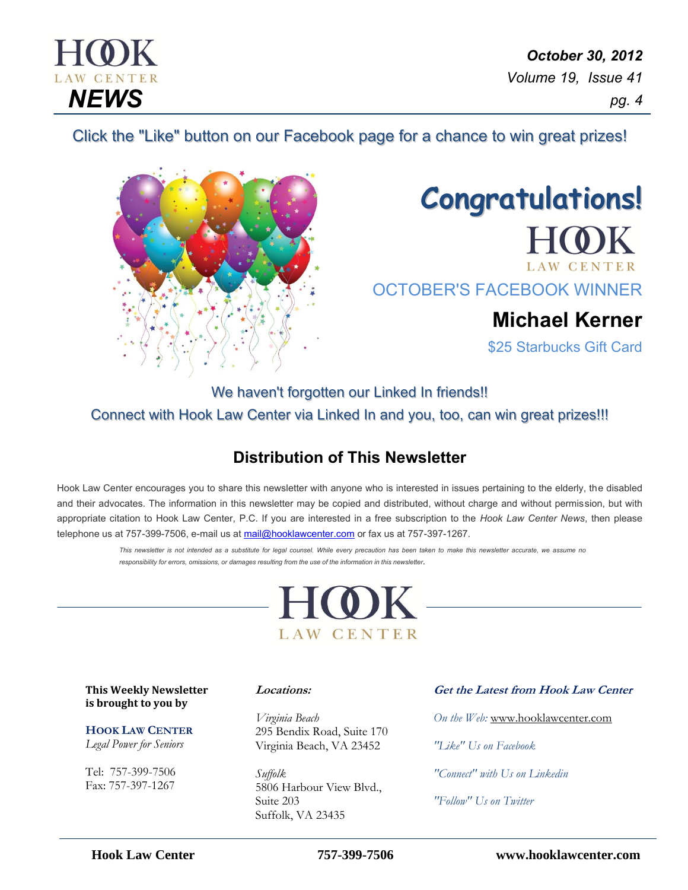Click the "Like" button on our Facebook page for a chance to win great prizes!

# Congratulations!

HOOK LAW CENTER

OCTOBER'S FACEBOOK WINNER

## Michael Kerner

$25 Starbucks Gift Card

We haven't forgotten our Linked In friends!!

Connect with Hook Law Center via Linked In and you, too, can win great prizes!!!

## Distribution of This Newsletter

Hook Law Center encourages you to share this newsletter with anyone who is interested in issues pertaining to the elderly, the disabled and their advocates. The information in this newsletter may be copied and distributed, without charge and without permission, but with appropriate citation to Hook Law Center, P.C. If you are interested in a free subscription to the *Hook Law Center News*, then please telephone us at 757-399-7506, e-mail us at mail@hooklawcenter.com or fax us at 757-397-1267.

*This newsletter is not intended as a substitute for legal counsel. While every precaution has been taken to make this newsletter accurate, we assume no responsibility for errors, omissions, or damages resulting from the use of the information in this newsletter.*

HOOK LAW CENTER

**This Weekly Newsletter is brought to you by**

**HOOK LAW CENTER**
*Legal Power for Seniors*

Tel: 757-399-7506
Fax: 757-397-1267

***Locations:***

*Virginia Beach*
295 Bendix Road, Suite 170
Virginia Beach, VA 23452

*Suffolk*
5806 Harbour View Blvd., Suite 203
Suffolk, VA 23435

***Get the Latest from Hook Law Center***

*On the Web:* www.hooklawcenter.com

*"Like" Us on Facebook*

*"Connect" with Us on Linkedin*

*"Follow" Us on Twitter*